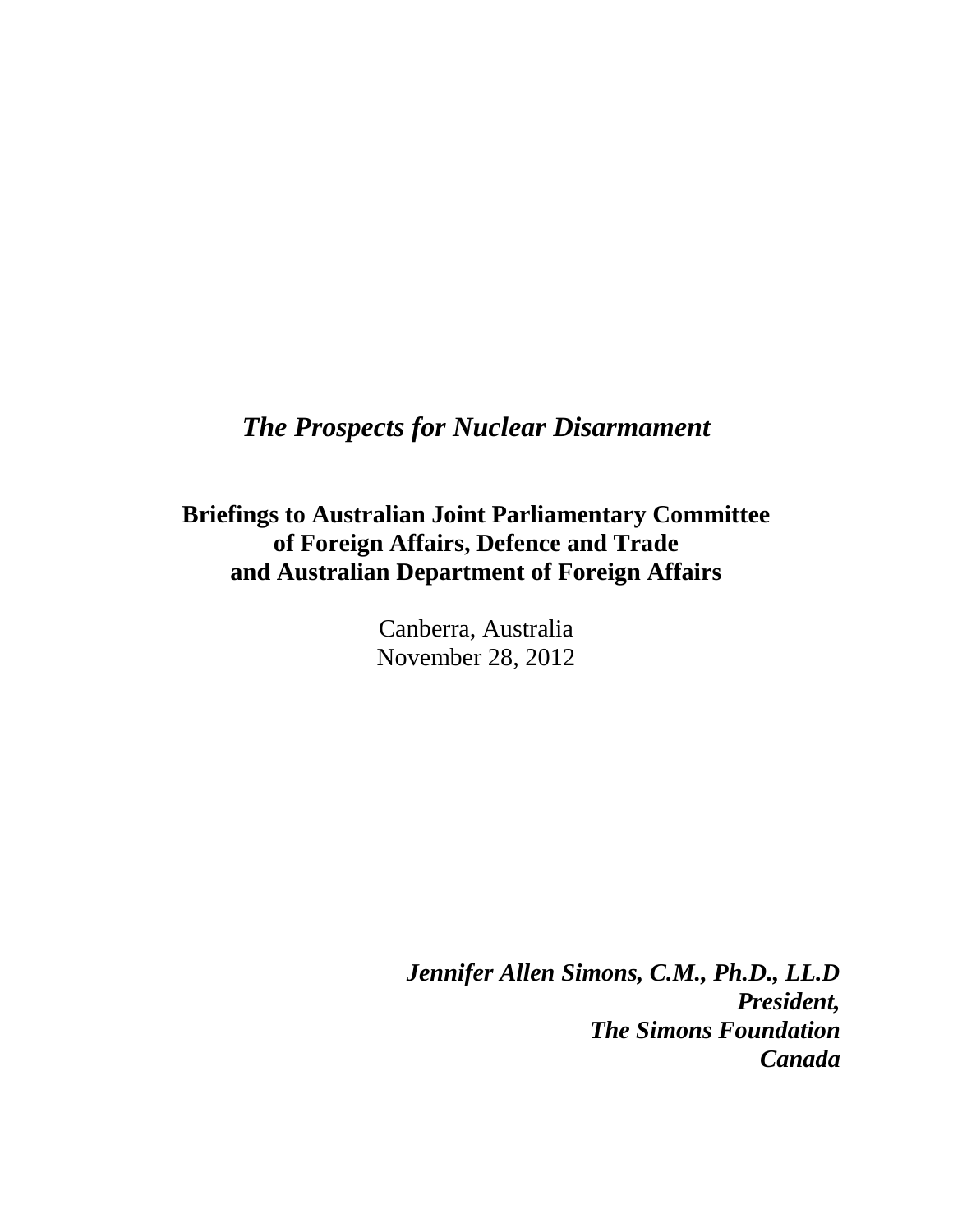# *The Prospects for Nuclear Disarmament*

**Briefings to Australian Joint Parliamentary Committee of Foreign Affairs, Defence and Trade and Australian Department of Foreign Affairs**

Canberra, Australia
November 28, 2012

***Jennifer Allen Simons, C.M., Ph.D., LL.D***
***President,***
***The Simons Foundation***
***Canada***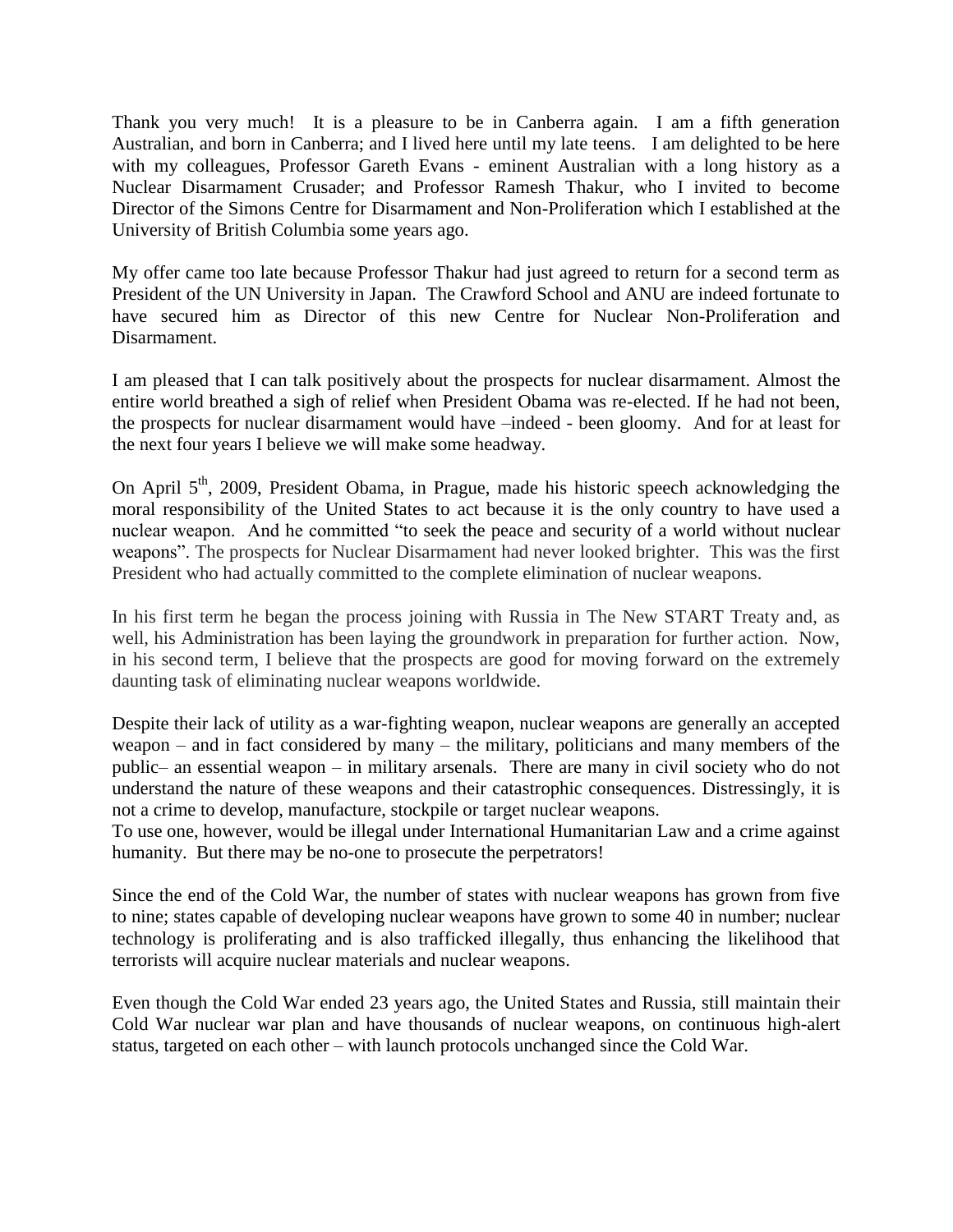Thank you very much! It is a pleasure to be in Canberra again. I am a fifth generation Australian, and born in Canberra; and I lived here until my late teens. I am delighted to be here with my colleagues, Professor Gareth Evans - eminent Australian with a long history as a Nuclear Disarmament Crusader; and Professor Ramesh Thakur, who I invited to become Director of the Simons Centre for Disarmament and Non-Proliferation which I established at the University of British Columbia some years ago.

My offer came too late because Professor Thakur had just agreed to return for a second term as President of the UN University in Japan. The Crawford School and ANU are indeed fortunate to have secured him as Director of this new Centre for Nuclear Non-Proliferation and Disarmament.

I am pleased that I can talk positively about the prospects for nuclear disarmament. Almost the entire world breathed a sigh of relief when President Obama was re-elected. If he had not been, the prospects for nuclear disarmament would have –indeed - been gloomy. And for at least for the next four years I believe we will make some headway.

On April 5th, 2009, President Obama, in Prague, made his historic speech acknowledging the moral responsibility of the United States to act because it is the only country to have used a nuclear weapon. And he committed "to seek the peace and security of a world without nuclear weapons". The prospects for Nuclear Disarmament had never looked brighter. This was the first President who had actually committed to the complete elimination of nuclear weapons.

In his first term he began the process joining with Russia in The New START Treaty and, as well, his Administration has been laying the groundwork in preparation for further action. Now, in his second term, I believe that the prospects are good for moving forward on the extremely daunting task of eliminating nuclear weapons worldwide.

Despite their lack of utility as a war-fighting weapon, nuclear weapons are generally an accepted weapon – and in fact considered by many – the military, politicians and many members of the public– an essential weapon – in military arsenals. There are many in civil society who do not understand the nature of these weapons and their catastrophic consequences. Distressingly, it is not a crime to develop, manufacture, stockpile or target nuclear weapons.
To use one, however, would be illegal under International Humanitarian Law and a crime against humanity. But there may be no-one to prosecute the perpetrators!

Since the end of the Cold War, the number of states with nuclear weapons has grown from five to nine; states capable of developing nuclear weapons have grown to some 40 in number; nuclear technology is proliferating and is also trafficked illegally, thus enhancing the likelihood that terrorists will acquire nuclear materials and nuclear weapons.

Even though the Cold War ended 23 years ago, the United States and Russia, still maintain their Cold War nuclear war plan and have thousands of nuclear weapons, on continuous high-alert status, targeted on each other – with launch protocols unchanged since the Cold War.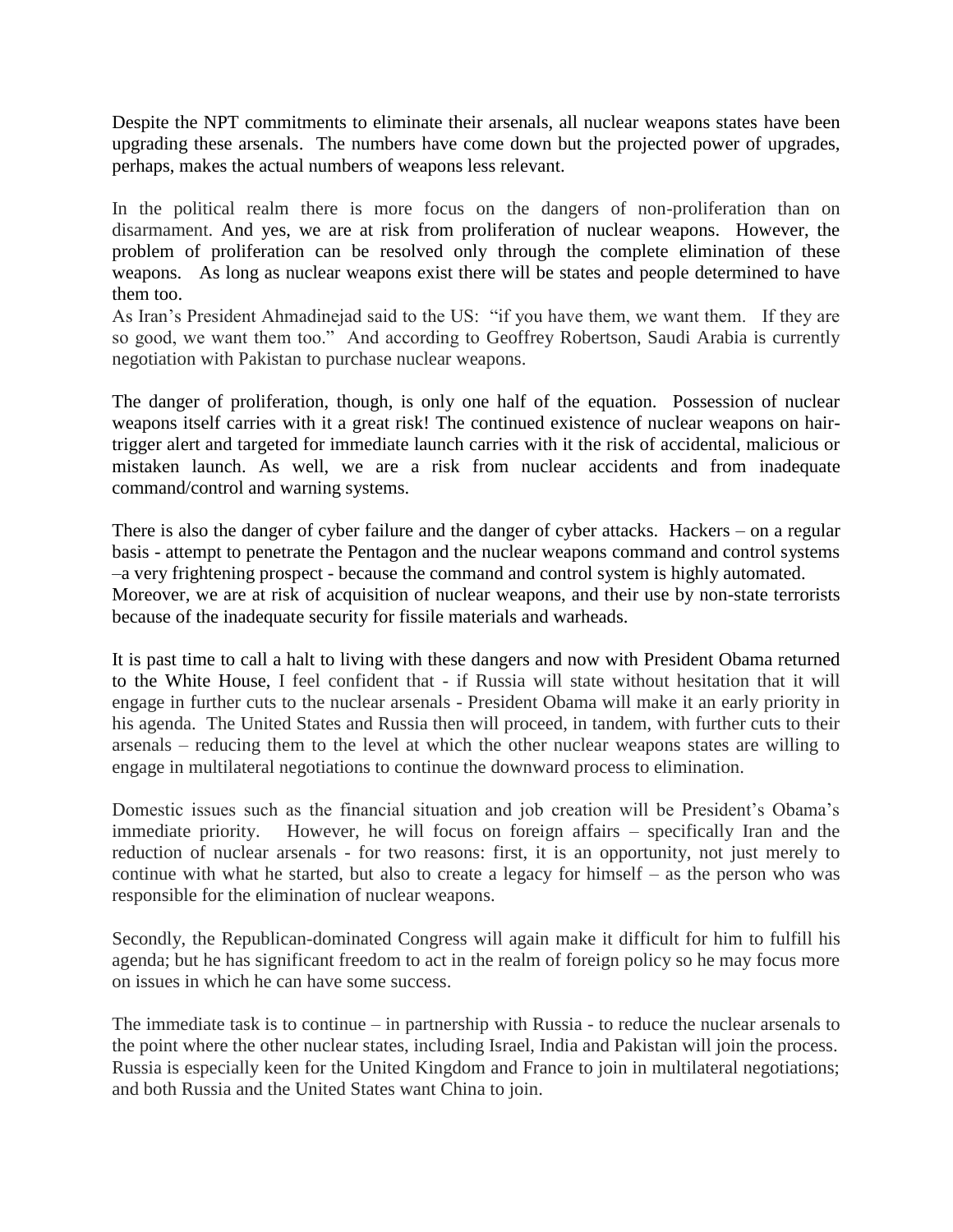Despite the NPT commitments to eliminate their arsenals, all nuclear weapons states have been upgrading these arsenals. The numbers have come down but the projected power of upgrades, perhaps, makes the actual numbers of weapons less relevant.

In the political realm there is more focus on the dangers of non-proliferation than on disarmament. And yes, we are at risk from proliferation of nuclear weapons. However, the problem of proliferation can be resolved only through the complete elimination of these weapons. As long as nuclear weapons exist there will be states and people determined to have them too.
As Iran's President Ahmadinejad said to the US: "if you have them, we want them. If they are so good, we want them too." And according to Geoffrey Robertson, Saudi Arabia is currently negotiation with Pakistan to purchase nuclear weapons.

The danger of proliferation, though, is only one half of the equation. Possession of nuclear weapons itself carries with it a great risk! The continued existence of nuclear weapons on hair-trigger alert and targeted for immediate launch carries with it the risk of accidental, malicious or mistaken launch. As well, we are a risk from nuclear accidents and from inadequate command/control and warning systems.

There is also the danger of cyber failure and the danger of cyber attacks. Hackers – on a regular basis - attempt to penetrate the Pentagon and the nuclear weapons command and control systems –a very frightening prospect - because the command and control system is highly automated. Moreover, we are at risk of acquisition of nuclear weapons, and their use by non-state terrorists because of the inadequate security for fissile materials and warheads.

It is past time to call a halt to living with these dangers and now with President Obama returned to the White House, I feel confident that - if Russia will state without hesitation that it will engage in further cuts to the nuclear arsenals - President Obama will make it an early priority in his agenda. The United States and Russia then will proceed, in tandem, with further cuts to their arsenals – reducing them to the level at which the other nuclear weapons states are willing to engage in multilateral negotiations to continue the downward process to elimination.

Domestic issues such as the financial situation and job creation will be President's Obama's immediate priority. However, he will focus on foreign affairs – specifically Iran and the reduction of nuclear arsenals - for two reasons: first, it is an opportunity, not just merely to continue with what he started, but also to create a legacy for himself – as the person who was responsible for the elimination of nuclear weapons.

Secondly, the Republican-dominated Congress will again make it difficult for him to fulfill his agenda; but he has significant freedom to act in the realm of foreign policy so he may focus more on issues in which he can have some success.

The immediate task is to continue – in partnership with Russia - to reduce the nuclear arsenals to the point where the other nuclear states, including Israel, India and Pakistan will join the process. Russia is especially keen for the United Kingdom and France to join in multilateral negotiations; and both Russia and the United States want China to join.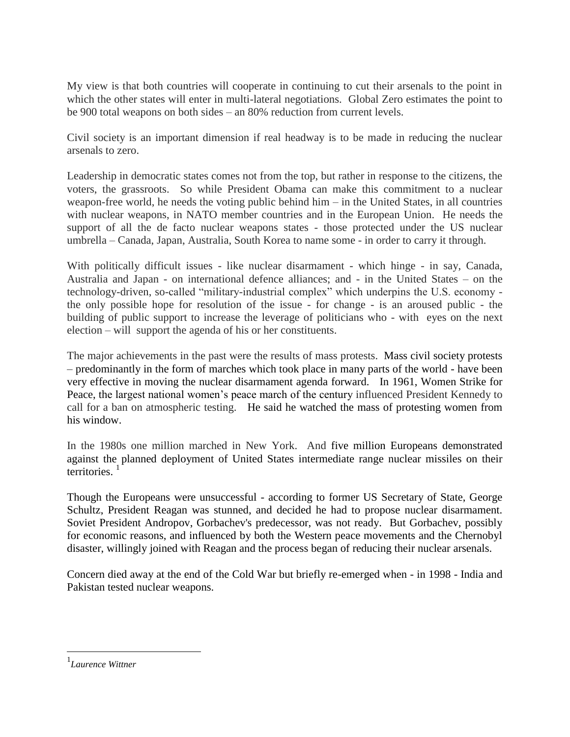My view is that both countries will cooperate in continuing to cut their arsenals to the point in which the other states will enter in multi-lateral negotiations. Global Zero estimates the point to be 900 total weapons on both sides – an 80% reduction from current levels.

Civil society is an important dimension if real headway is to be made in reducing the nuclear arsenals to zero.

Leadership in democratic states comes not from the top, but rather in response to the citizens, the voters, the grassroots. So while President Obama can make this commitment to a nuclear weapon-free world, he needs the voting public behind him – in the United States, in all countries with nuclear weapons, in NATO member countries and in the European Union. He needs the support of all the de facto nuclear weapons states - those protected under the US nuclear umbrella – Canada, Japan, Australia, South Korea to name some - in order to carry it through.

With politically difficult issues - like nuclear disarmament - which hinge - in say, Canada, Australia and Japan - on international defence alliances; and - in the United States – on the technology-driven, so-called "military-industrial complex" which underpins the U.S. economy - the only possible hope for resolution of the issue - for change - is an aroused public - the building of public support to increase the leverage of politicians who - with eyes on the next election – will support the agenda of his or her constituents.

The major achievements in the past were the results of mass protests. Mass civil society protests – predominantly in the form of marches which took place in many parts of the world - have been very effective in moving the nuclear disarmament agenda forward. In 1961, Women Strike for Peace, the largest national women's peace march of the century influenced President Kennedy to call for a ban on atmospheric testing. He said he watched the mass of protesting women from his window.

In the 1980s one million marched in New York. And five million Europeans demonstrated against the planned deployment of United States intermediate range nuclear missiles on their territories. [1]

Though the Europeans were unsuccessful - according to former US Secretary of State, George Schultz, President Reagan was stunned, and decided he had to propose nuclear disarmament. Soviet President Andropov, Gorbachev's predecessor, was not ready. But Gorbachev, possibly for economic reasons, and influenced by both the Western peace movements and the Chernobyl disaster, willingly joined with Reagan and the process began of reducing their nuclear arsenals.

Concern died away at the end of the Cold War but briefly re-emerged when - in 1998 - India and Pakistan tested nuclear weapons.

---

[1] *Laurence Wittner*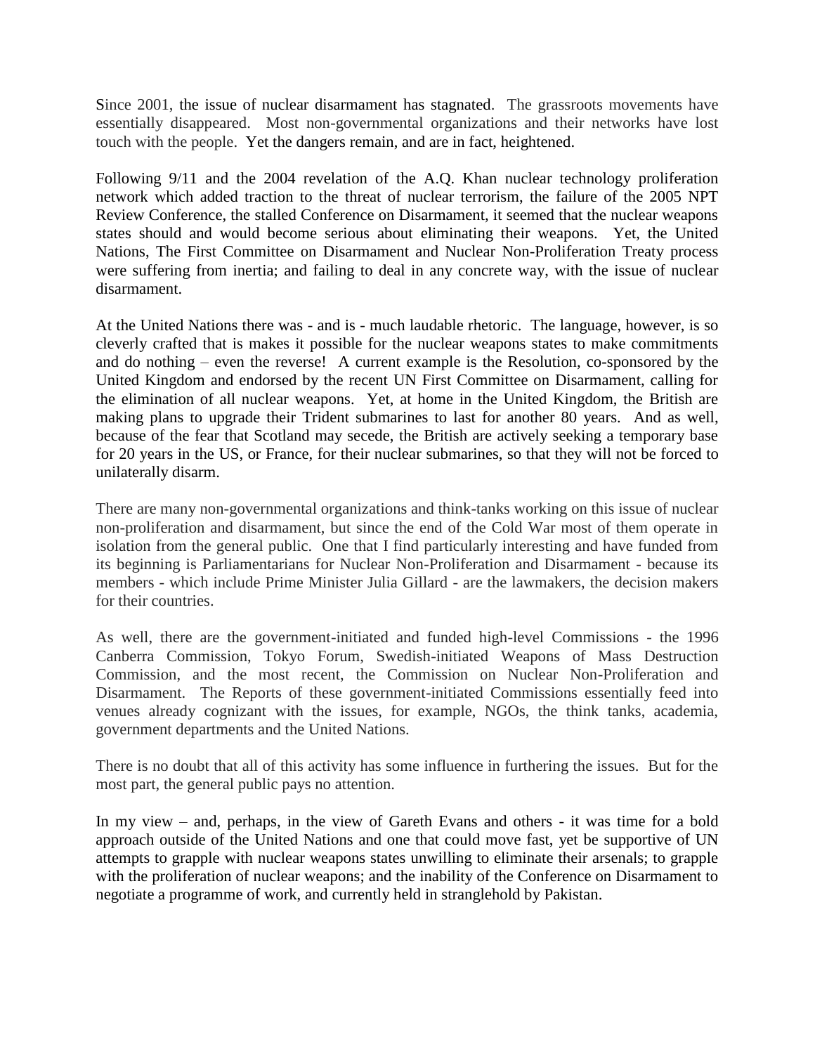Since 2001, the issue of nuclear disarmament has stagnated. The grassroots movements have essentially disappeared. Most non-governmental organizations and their networks have lost touch with the people. Yet the dangers remain, and are in fact, heightened.

Following 9/11 and the 2004 revelation of the A.Q. Khan nuclear technology proliferation network which added traction to the threat of nuclear terrorism, the failure of the 2005 NPT Review Conference, the stalled Conference on Disarmament, it seemed that the nuclear weapons states should and would become serious about eliminating their weapons. Yet, the United Nations, The First Committee on Disarmament and Nuclear Non-Proliferation Treaty process were suffering from inertia; and failing to deal in any concrete way, with the issue of nuclear disarmament.

At the United Nations there was - and is - much laudable rhetoric. The language, however, is so cleverly crafted that is makes it possible for the nuclear weapons states to make commitments and do nothing – even the reverse! A current example is the Resolution, co-sponsored by the United Kingdom and endorsed by the recent UN First Committee on Disarmament, calling for the elimination of all nuclear weapons. Yet, at home in the United Kingdom, the British are making plans to upgrade their Trident submarines to last for another 80 years. And as well, because of the fear that Scotland may secede, the British are actively seeking a temporary base for 20 years in the US, or France, for their nuclear submarines, so that they will not be forced to unilaterally disarm.

There are many non-governmental organizations and think-tanks working on this issue of nuclear non-proliferation and disarmament, but since the end of the Cold War most of them operate in isolation from the general public. One that I find particularly interesting and have funded from its beginning is Parliamentarians for Nuclear Non-Proliferation and Disarmament - because its members - which include Prime Minister Julia Gillard - are the lawmakers, the decision makers for their countries.

As well, there are the government-initiated and funded high-level Commissions - the 1996 Canberra Commission, Tokyo Forum, Swedish-initiated Weapons of Mass Destruction Commission, and the most recent, the Commission on Nuclear Non-Proliferation and Disarmament. The Reports of these government-initiated Commissions essentially feed into venues already cognizant with the issues, for example, NGOs, the think tanks, academia, government departments and the United Nations.

There is no doubt that all of this activity has some influence in furthering the issues. But for the most part, the general public pays no attention.

In my view – and, perhaps, in the view of Gareth Evans and others - it was time for a bold approach outside of the United Nations and one that could move fast, yet be supportive of UN attempts to grapple with nuclear weapons states unwilling to eliminate their arsenals; to grapple with the proliferation of nuclear weapons; and the inability of the Conference on Disarmament to negotiate a programme of work, and currently held in stranglehold by Pakistan.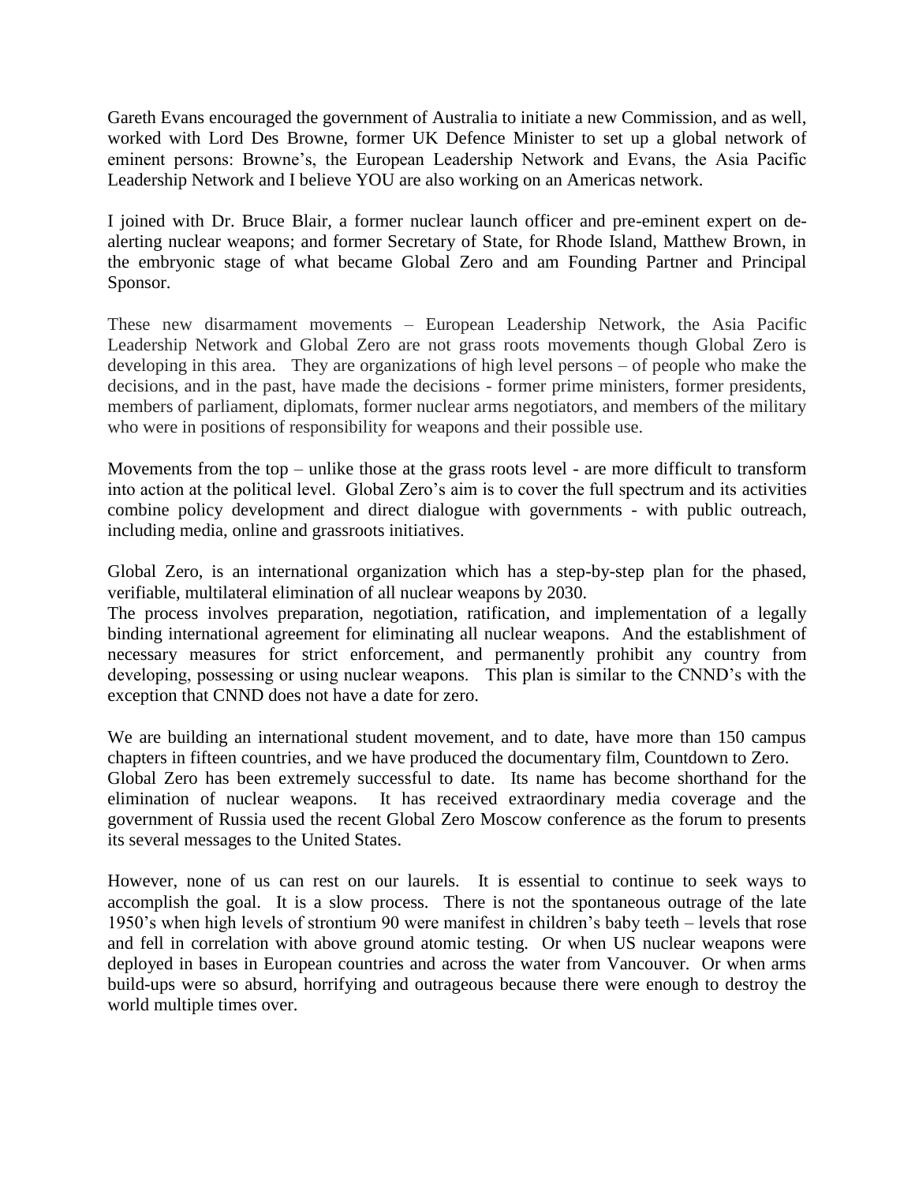Gareth Evans encouraged the government of Australia to initiate a new Commission, and as well, worked with Lord Des Browne, former UK Defence Minister to set up a global network of eminent persons: Browne's, the European Leadership Network and Evans, the Asia Pacific Leadership Network and I believe YOU are also working on an Americas network.

I joined with Dr. Bruce Blair, a former nuclear launch officer and pre-eminent expert on de-alerting nuclear weapons; and former Secretary of State, for Rhode Island, Matthew Brown, in the embryonic stage of what became Global Zero and am Founding Partner and Principal Sponsor.

These new disarmament movements – European Leadership Network, the Asia Pacific Leadership Network and Global Zero are not grass roots movements though Global Zero is developing in this area. They are organizations of high level persons – of people who make the decisions, and in the past, have made the decisions - former prime ministers, former presidents, members of parliament, diplomats, former nuclear arms negotiators, and members of the military who were in positions of responsibility for weapons and their possible use.

Movements from the top – unlike those at the grass roots level - are more difficult to transform into action at the political level. Global Zero's aim is to cover the full spectrum and its activities combine policy development and direct dialogue with governments - with public outreach, including media, online and grassroots initiatives.

Global Zero, is an international organization which has a step-by-step plan for the phased, verifiable, multilateral elimination of all nuclear weapons by 2030.
The process involves preparation, negotiation, ratification, and implementation of a legally binding international agreement for eliminating all nuclear weapons. And the establishment of necessary measures for strict enforcement, and permanently prohibit any country from developing, possessing or using nuclear weapons. This plan is similar to the CNND's with the exception that CNND does not have a date for zero.

We are building an international student movement, and to date, have more than 150 campus chapters in fifteen countries, and we have produced the documentary film, Countdown to Zero.
Global Zero has been extremely successful to date. Its name has become shorthand for the elimination of nuclear weapons. It has received extraordinary media coverage and the government of Russia used the recent Global Zero Moscow conference as the forum to presents its several messages to the United States.

However, none of us can rest on our laurels. It is essential to continue to seek ways to accomplish the goal. It is a slow process. There is not the spontaneous outrage of the late 1950's when high levels of strontium 90 were manifest in children's baby teeth – levels that rose and fell in correlation with above ground atomic testing. Or when US nuclear weapons were deployed in bases in European countries and across the water from Vancouver. Or when arms build-ups were so absurd, horrifying and outrageous because there were enough to destroy the world multiple times over.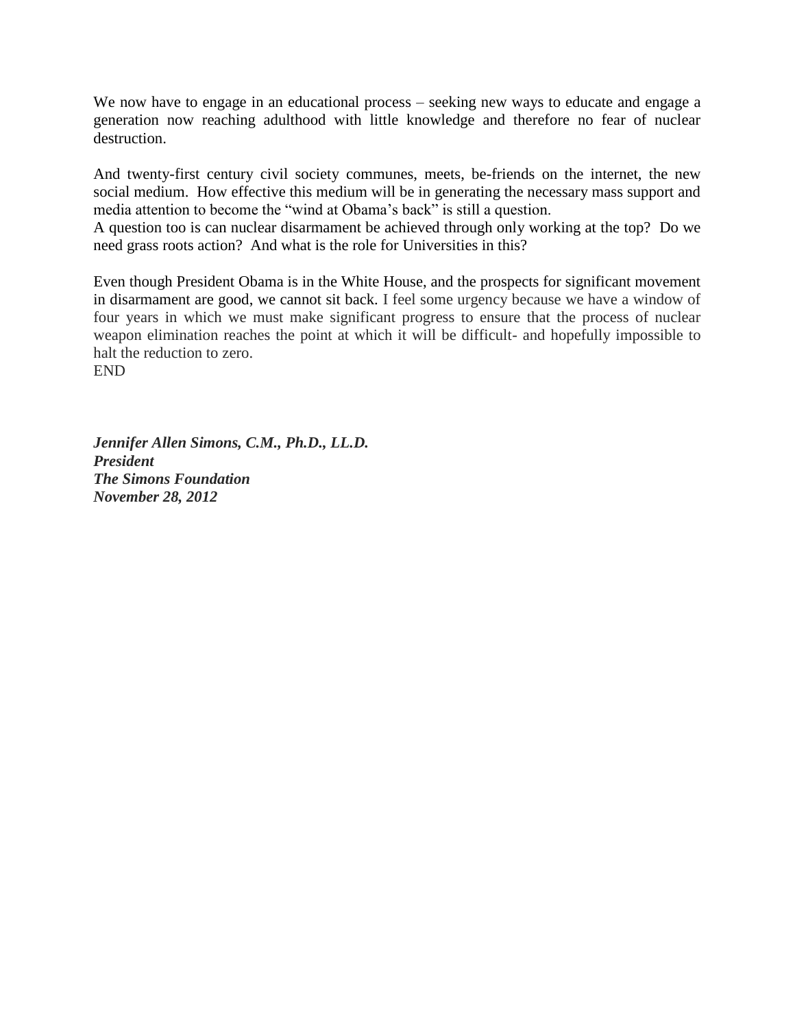We now have to engage in an educational process – seeking new ways to educate and engage a generation now reaching adulthood with little knowledge and therefore no fear of nuclear destruction.

And twenty-first century civil society communes, meets, be-friends on the internet, the new social medium. How effective this medium will be in generating the necessary mass support and media attention to become the "wind at Obama's back" is still a question.
A question too is can nuclear disarmament be achieved through only working at the top? Do we need grass roots action? And what is the role for Universities in this?

Even though President Obama is in the White House, and the prospects for significant movement in disarmament are good, we cannot sit back. I feel some urgency because we have a window of four years in which we must make significant progress to ensure that the process of nuclear weapon elimination reaches the point at which it will be difficult- and hopefully impossible to halt the reduction to zero.
END

***Jennifer Allen Simons, C.M., Ph.D., LL.D.***
***President***
***The Simons Foundation***
***November 28, 2012***